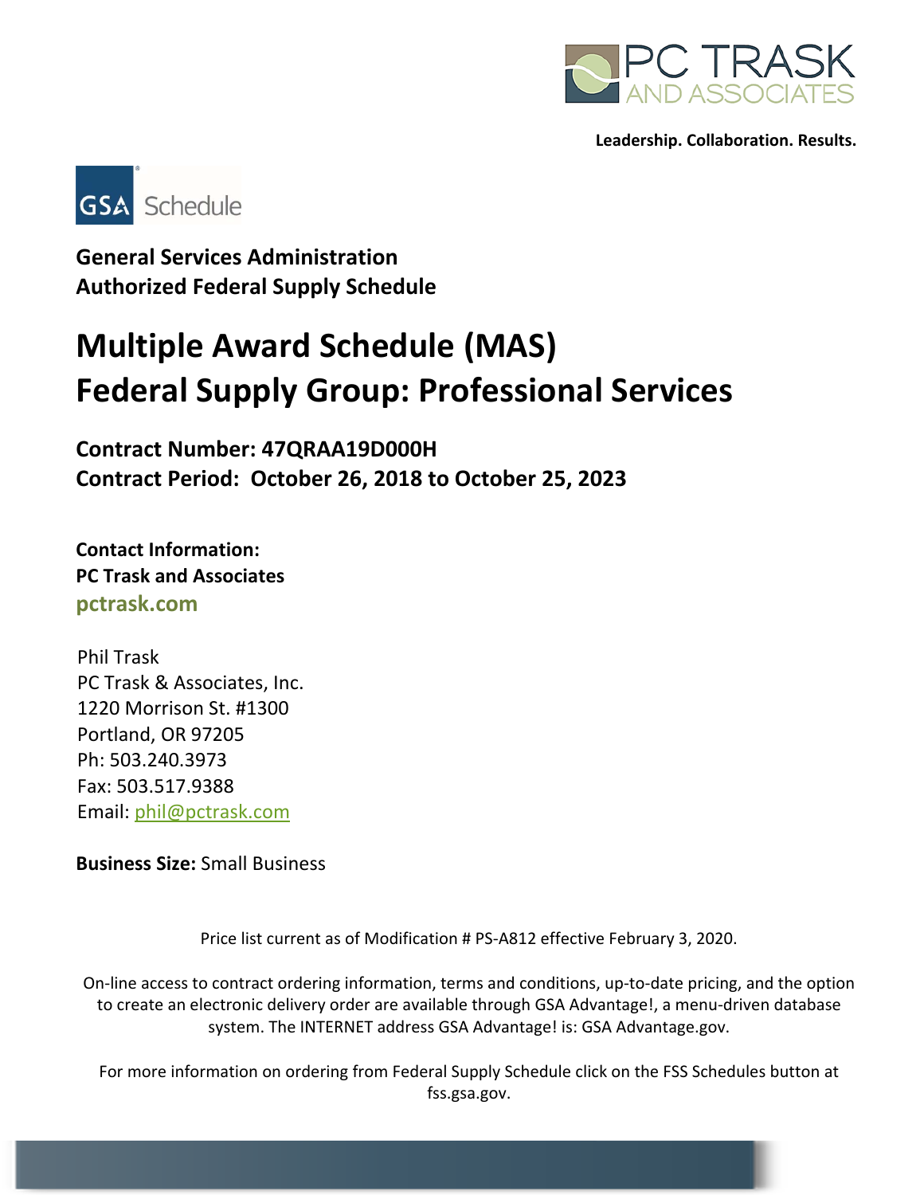PC TRASK AND ASSOCIATES

**Leadership. Collaboration. Results.**

GSA Schedule

**General Services Administration**
**Authorized Federal Supply Schedule**

# Multiple Award Schedule (MAS)
# Federal Supply Group: Professional Services

**Contract Number: 47QRAA19D000H**
**Contract Period: October 26, 2018 to October 25, 2023**

**Contact Information:**
**PC Trask and Associates**
**pctrask.com**

Phil Trask
PC Trask & Associates, Inc.
1220 Morrison St. #1300
Portland, OR 97205
Ph: 503.240.3973
Fax: 503.517.9388
Email: phil@pctrask.com

**Business Size:** Small Business

Price list current as of Modification # PS-A812 effective February 3, 2020.

On-line access to contract ordering information, terms and conditions, up-to-date pricing, and the option to create an electronic delivery order are available through GSA Advantage!, a menu-driven database system. The INTERNET address GSA Advantage! is: GSA Advantage.gov.

For more information on ordering from Federal Supply Schedule click on the FSS Schedules button at fss.gsa.gov.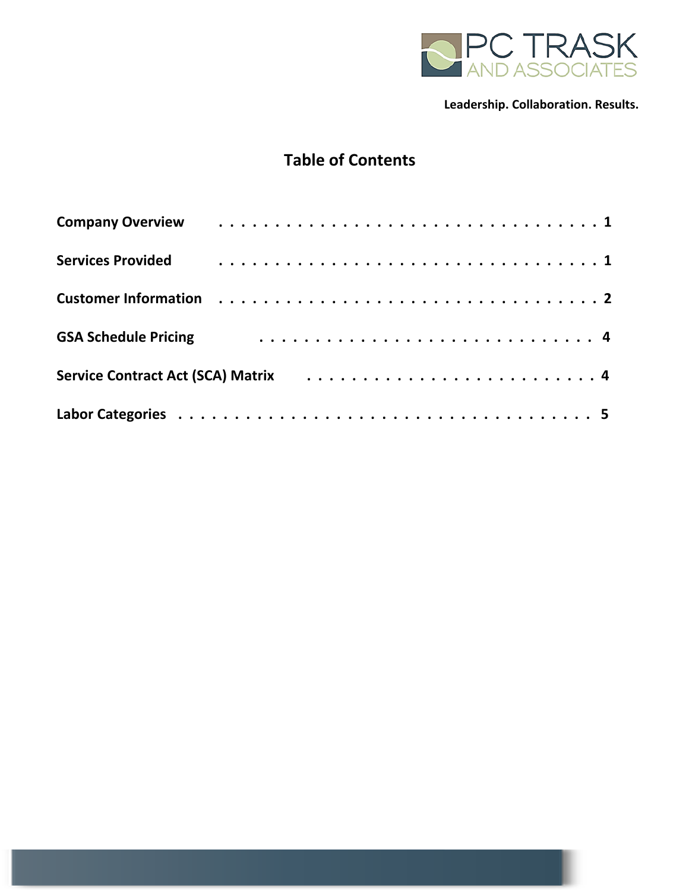PC TRASK AND ASSOCIATES

**Leadership. Collaboration. Results.**

# Table of Contents

**Company Overview** . . . . . . . . . . . . . . . . . . . . . . . . . . . . . . . . . . . 1

**Services Provided** . . . . . . . . . . . . . . . . . . . . . . . . . . . . . . . . . . . 1

**Customer Information** . . . . . . . . . . . . . . . . . . . . . . . . . . . . . . . . . 2

**GSA Schedule Pricing** . . . . . . . . . . . . . . . . . . . . . . . . . . . . . . 4

**Service Contract Act (SCA) Matrix** . . . . . . . . . . . . . . . . . . . . . . . . . . 4

**Labor Categories** . . . . . . . . . . . . . . . . . . . . . . . . . . . . . . . . . . . . 5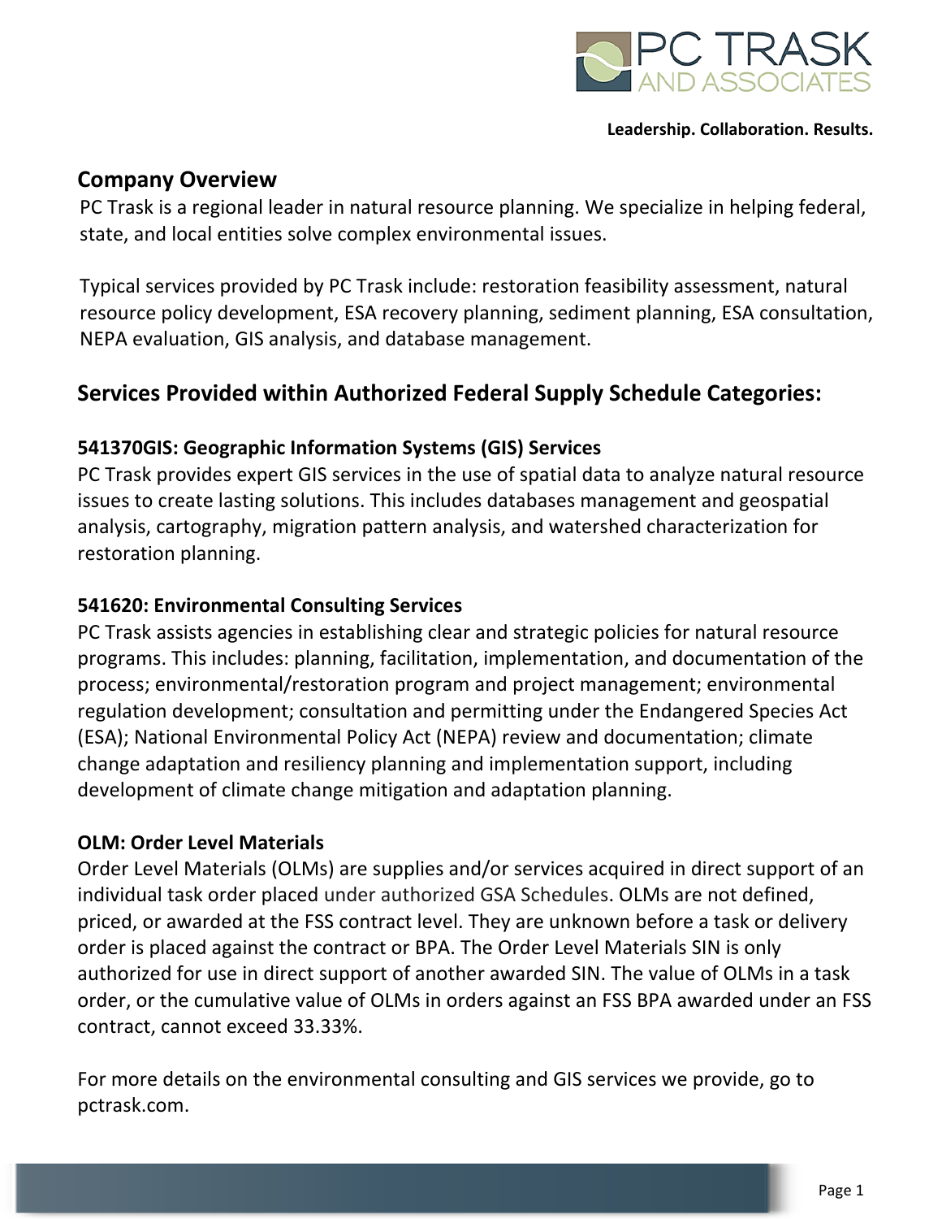PC TRASK AND ASSOCIATES

**Leadership. Collaboration. Results.**

## Company Overview

PC Trask is a regional leader in natural resource planning. We specialize in helping federal, state, and local entities solve complex environmental issues.

Typical services provided by PC Trask include: restoration feasibility assessment, natural resource policy development, ESA recovery planning, sediment planning, ESA consultation, NEPA evaluation, GIS analysis, and database management.

## Services Provided within Authorized Federal Supply Schedule Categories:

### 541370GIS: Geographic Information Systems (GIS) Services

PC Trask provides expert GIS services in the use of spatial data to analyze natural resource issues to create lasting solutions. This includes databases management and geospatial analysis, cartography, migration pattern analysis, and watershed characterization for restoration planning.

### 541620: Environmental Consulting Services

PC Trask assists agencies in establishing clear and strategic policies for natural resource programs. This includes: planning, facilitation, implementation, and documentation of the process; environmental/restoration program and project management; environmental regulation development; consultation and permitting under the Endangered Species Act (ESA); National Environmental Policy Act (NEPA) review and documentation; climate change adaptation and resiliency planning and implementation support, including development of climate change mitigation and adaptation planning.

### OLM: Order Level Materials

Order Level Materials (OLMs) are supplies and/or services acquired in direct support of an individual task order placed under authorized GSA Schedules. OLMs are not defined, priced, or awarded at the FSS contract level. They are unknown before a task or delivery order is placed against the contract or BPA. The Order Level Materials SIN is only authorized for use in direct support of another awarded SIN. The value of OLMs in a task order, or the cumulative value of OLMs in orders against an FSS BPA awarded under an FSS contract, cannot exceed 33.33%.

For more details on the environmental consulting and GIS services we provide, go to pctrask.com.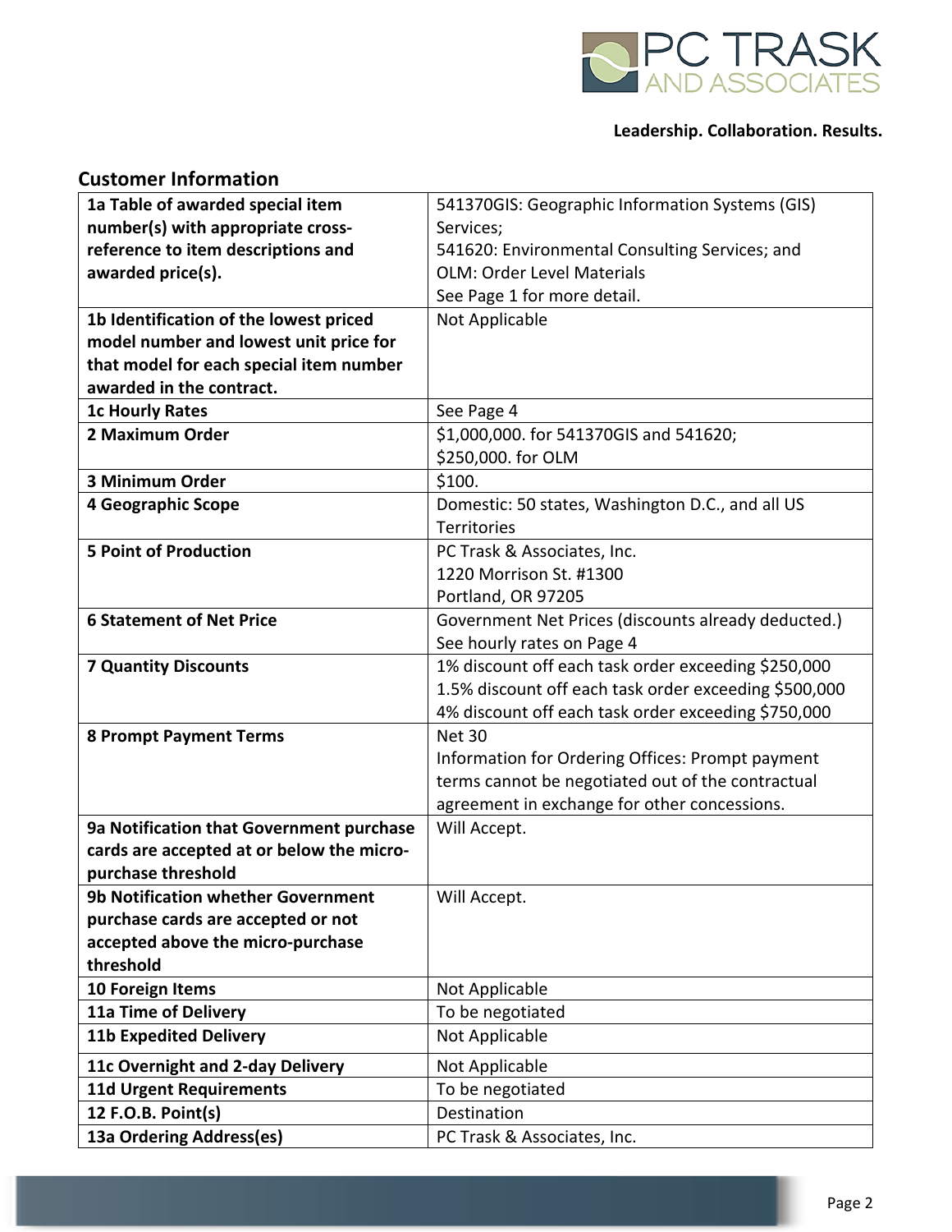## Customer Information

| 1a Table of awarded special item number(s) with appropriate cross-reference to item descriptions and awarded price(s). | 541370GIS: Geographic Information Systems (GIS) Services;<br>541620: Environmental Consulting Services; and<br>OLM: Order Level Materials<br>See Page 1 for more detail. |
|---|---|
| **1b Identification of the lowest priced model number and lowest unit price for that model for each special item number awarded in the contract.** | Not Applicable |
| **1c Hourly Rates** | See Page 4 |
| **2 Maximum Order** | $1,000,000. for 541370GIS and 541620;<br>$250,000. for OLM |
| **3 Minimum Order** | $100. |
| **4 Geographic Scope** | Domestic: 50 states, Washington D.C., and all US Territories |
| **5 Point of Production** | PC Trask & Associates, Inc.<br>1220 Morrison St. #1300<br>Portland, OR 97205 |
| **6 Statement of Net Price** | Government Net Prices (discounts already deducted.)<br>See hourly rates on Page 4 |
| **7 Quantity Discounts** | 1% discount off each task order exceeding $250,000<br>1.5% discount off each task order exceeding $500,000<br>4% discount off each task order exceeding $750,000 |
| **8 Prompt Payment Terms** | Net 30<br>Information for Ordering Offices: Prompt payment terms cannot be negotiated out of the contractual agreement in exchange for other concessions. |
| **9a Notification that Government purchase cards are accepted at or below the micro-purchase threshold** | Will Accept. |
| **9b Notification whether Government purchase cards are accepted or not accepted above the micro-purchase threshold** | Will Accept. |
| **10 Foreign Items** | Not Applicable |
| **11a Time of Delivery** | To be negotiated |
| **11b Expedited Delivery** | Not Applicable |
| **11c Overnight and 2-day Delivery** | Not Applicable |
| **11d Urgent Requirements** | To be negotiated |
| **12 F.O.B. Point(s)** | Destination |
| **13a Ordering Address(es)** | PC Trask & Associates, Inc. |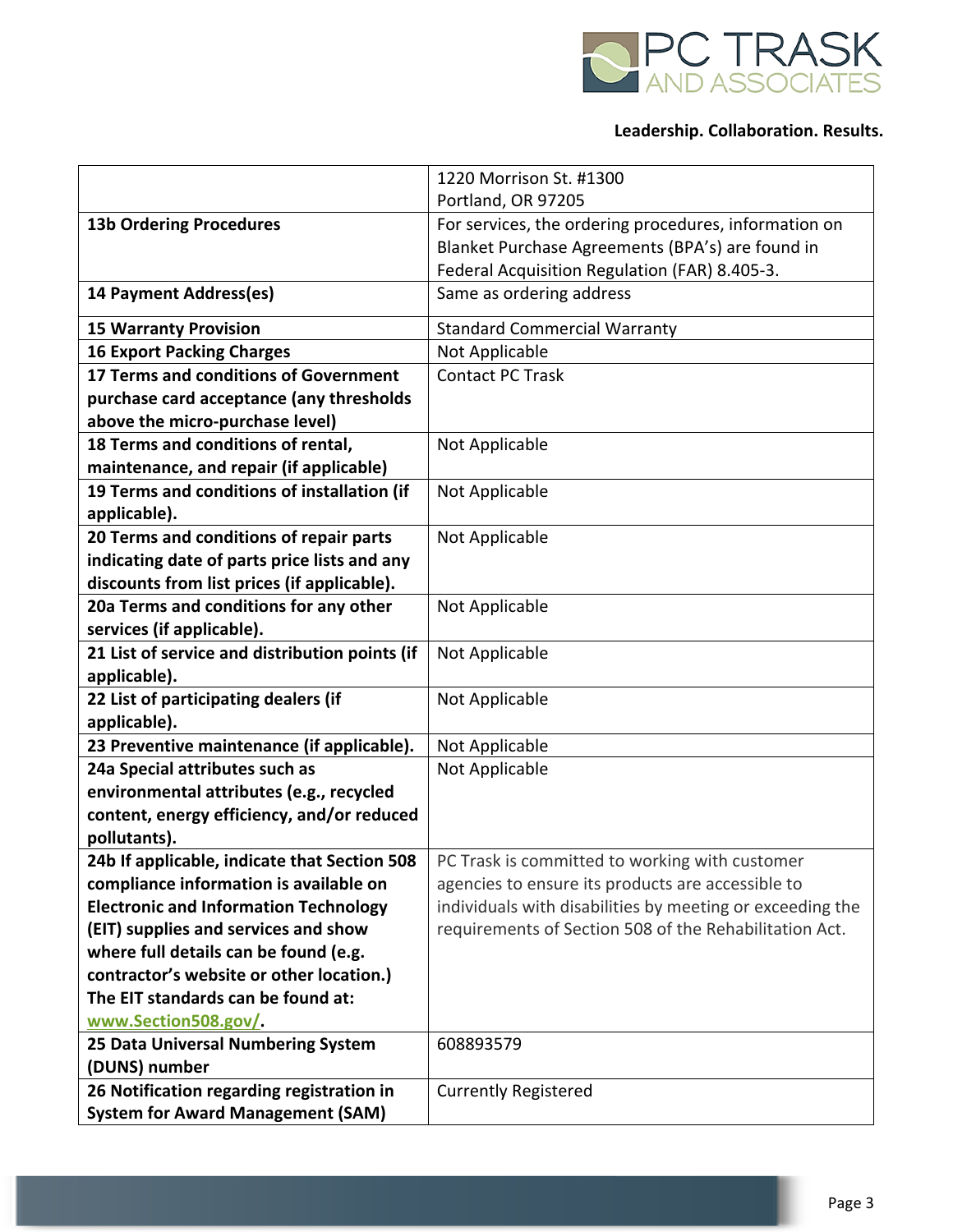| | |
|---|---|
| | 1220 Morrison St. #1300<br>Portland, OR 97205 |
| **13b Ordering Procedures** | For services, the ordering procedures, information on Blanket Purchase Agreements (BPA's) are found in Federal Acquisition Regulation (FAR) 8.405-3. |
| **14 Payment Address(es)** | Same as ordering address |
| **15 Warranty Provision** | Standard Commercial Warranty |
| **16 Export Packing Charges** | Not Applicable |
| **17 Terms and conditions of Government purchase card acceptance (any thresholds above the micro-purchase level)** | Contact PC Trask |
| **18 Terms and conditions of rental, maintenance, and repair (if applicable)** | Not Applicable |
| **19 Terms and conditions of installation (if applicable).** | Not Applicable |
| **20 Terms and conditions of repair parts indicating date of parts price lists and any discounts from list prices (if applicable).** | Not Applicable |
| **20a Terms and conditions for any other services (if applicable).** | Not Applicable |
| **21 List of service and distribution points (if applicable).** | Not Applicable |
| **22 List of participating dealers (if applicable).** | Not Applicable |
| **23 Preventive maintenance (if applicable).** | Not Applicable |
| **24a Special attributes such as environmental attributes (e.g., recycled content, energy efficiency, and/or reduced pollutants).** | Not Applicable |
| **24b If applicable, indicate that Section 508 compliance information is available on Electronic and Information Technology (EIT) supplies and services and show where full details can be found (e.g. contractor's website or other location.) The EIT standards can be found at: www.Section508.gov/.** | PC Trask is committed to working with customer agencies to ensure its products are accessible to individuals with disabilities by meeting or exceeding the requirements of Section 508 of the Rehabilitation Act. |
| **25 Data Universal Numbering System (DUNS) number** | 608893579 |
| **26 Notification regarding registration in System for Award Management (SAM)** | Currently Registered |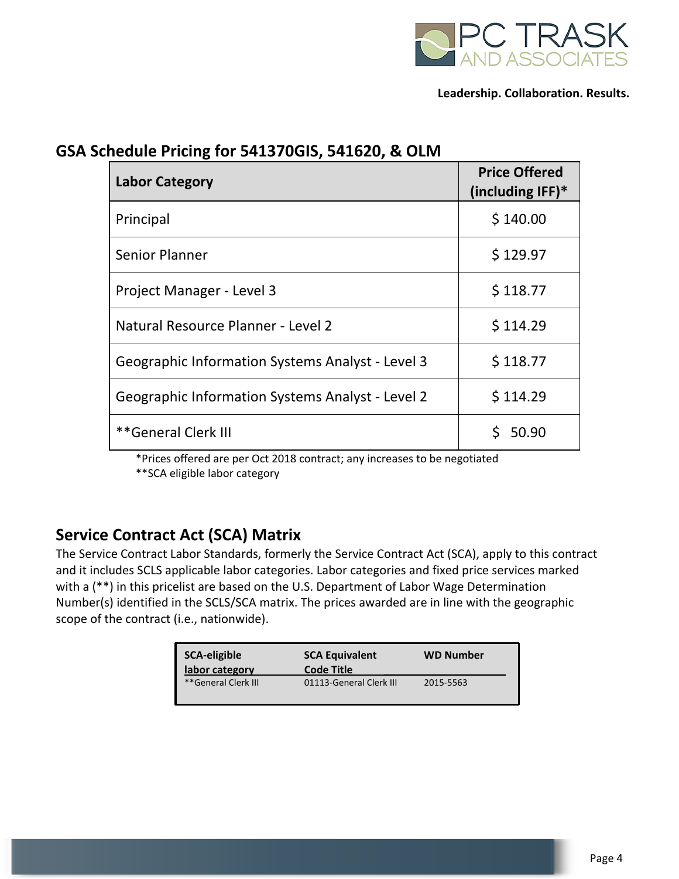## GSA Schedule Pricing for 541370GIS, 541620, & OLM

| Labor Category | Price Offered (including IFF)* |
|---|---|
| Principal | $ 140.00 |
| Senior Planner | $ 129.97 |
| Project Manager - Level 3 | $ 118.77 |
| Natural Resource Planner - Level 2 | $ 114.29 |
| Geographic Information Systems Analyst - Level 3 | $ 118.77 |
| Geographic Information Systems Analyst - Level 2 | $ 114.29 |
| **General Clerk III | $ 50.90 |

*Prices offered are per Oct 2018 contract; any increases to be negotiated

**SCA eligible labor category

## Service Contract Act (SCA) Matrix

The Service Contract Labor Standards, formerly the Service Contract Act (SCA), apply to this contract and it includes SCLS applicable labor categories. Labor categories and fixed price services marked with a (**) in this pricelist are based on the U.S. Department of Labor Wage Determination Number(s) identified in the SCLS/SCA matrix. The prices awarded are in line with the geographic scope of the contract (i.e., nationwide).

| SCA-eligible labor category | SCA Equivalent Code Title | WD Number |
|---|---|---|
| **General Clerk III | 01113-General Clerk III | 2015-5563 |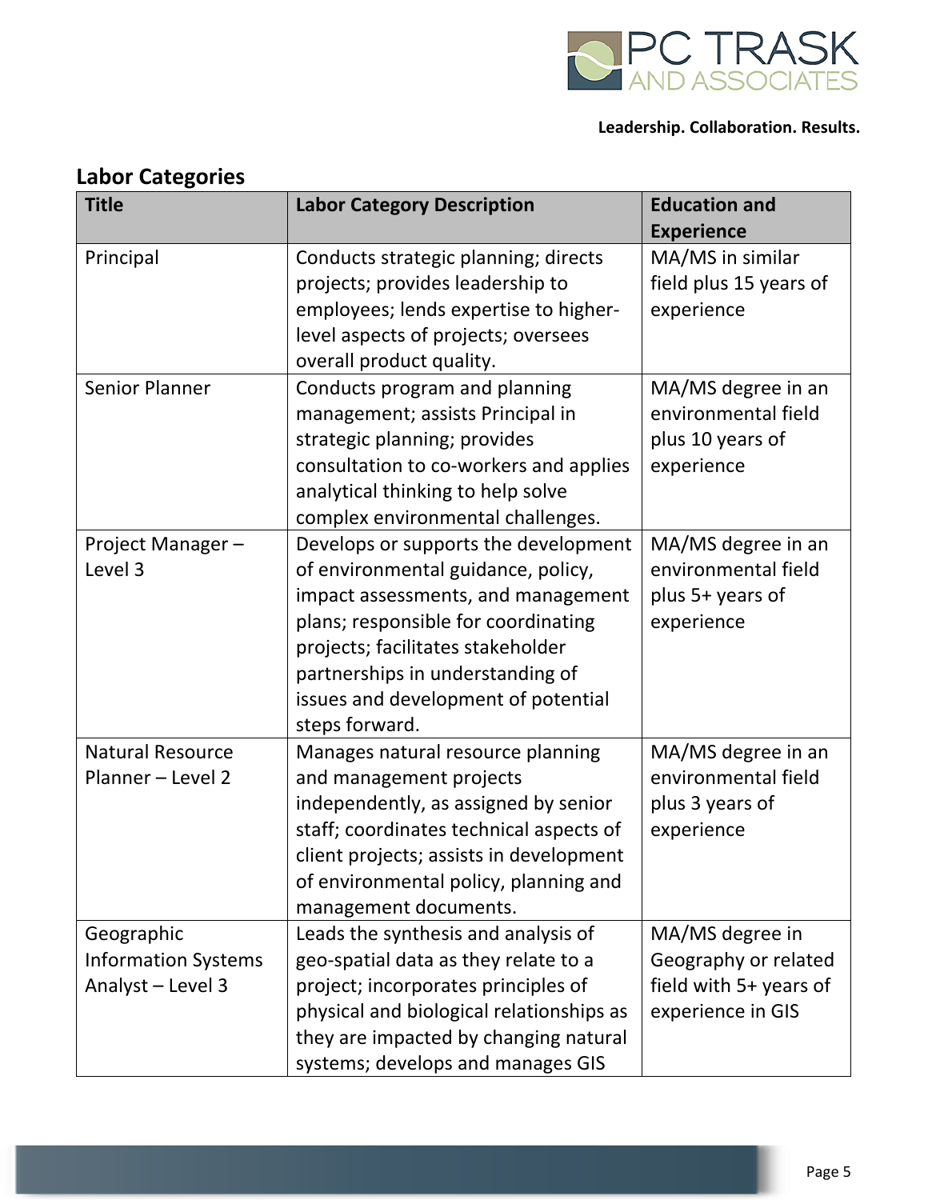## Labor Categories

| Title | Labor Category Description | Education and Experience |
|---|---|---|
| Principal | Conducts strategic planning; directs projects; provides leadership to employees; lends expertise to higher-level aspects of projects; oversees overall product quality. | MA/MS in similar field plus 15 years of experience |
| Senior Planner | Conducts program and planning management; assists Principal in strategic planning; provides consultation to co-workers and applies analytical thinking to help solve complex environmental challenges. | MA/MS degree in an environmental field plus 10 years of experience |
| Project Manager – Level 3 | Develops or supports the development of environmental guidance, policy, impact assessments, and management plans; responsible for coordinating projects; facilitates stakeholder partnerships in understanding of issues and development of potential steps forward. | MA/MS degree in an environmental field plus 5+ years of experience |
| Natural Resource Planner – Level 2 | Manages natural resource planning and management projects independently, as assigned by senior staff; coordinates technical aspects of client projects; assists in development of environmental policy, planning and management documents. | MA/MS degree in an environmental field plus 3 years of experience |
| Geographic Information Systems Analyst – Level 3 | Leads the synthesis and analysis of geo-spatial data as they relate to a project; incorporates principles of physical and biological relationships as they are impacted by changing natural systems; develops and manages GIS | MA/MS degree in Geography or related field with 5+ years of experience in GIS |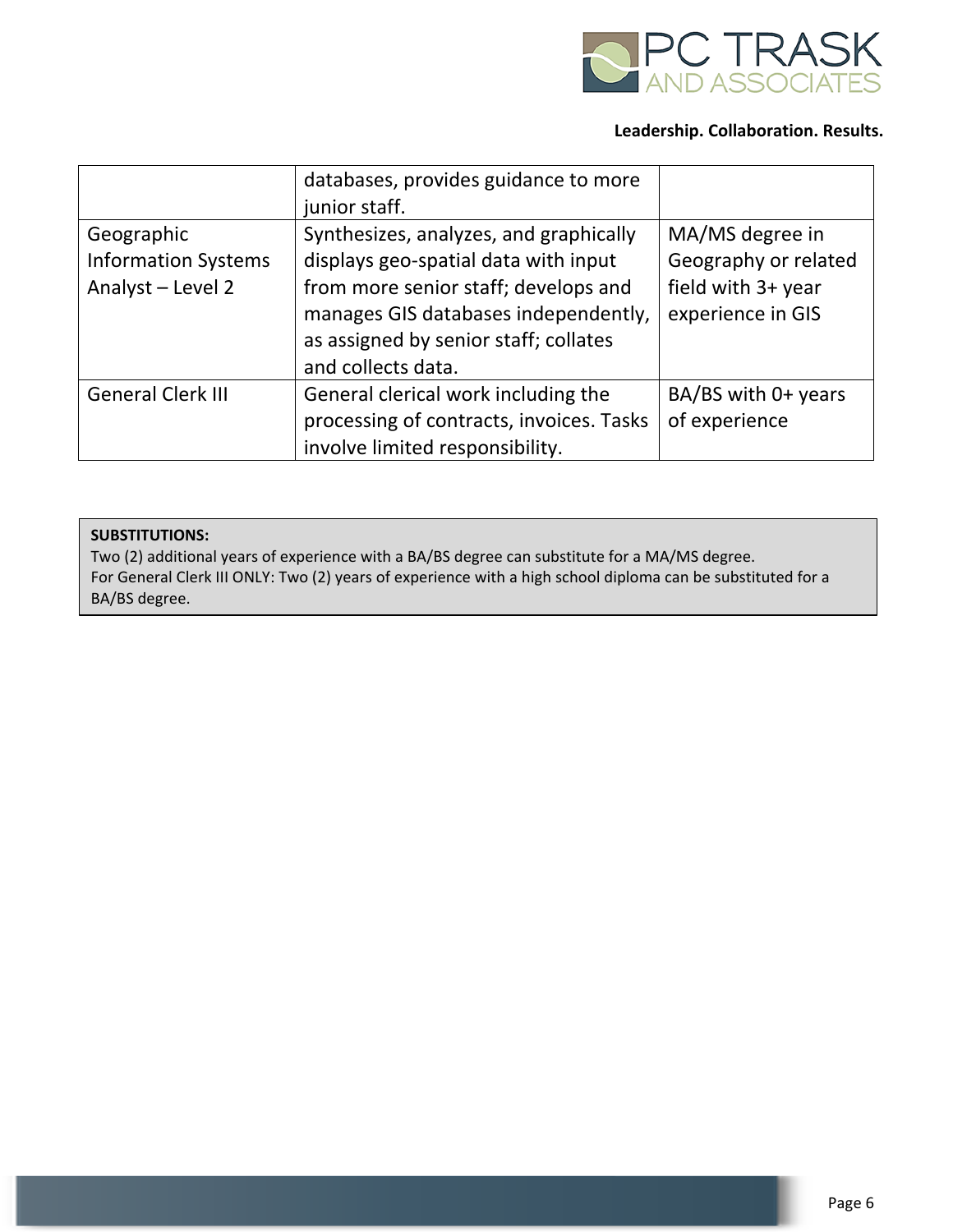| | | |
|---|---|---|
| | databases, provides guidance to more junior staff. | |
| Geographic Information Systems Analyst – Level 2 | Synthesizes, analyzes, and graphically displays geo-spatial data with input from more senior staff; develops and manages GIS databases independently, as assigned by senior staff; collates and collects data. | MA/MS degree in Geography or related field with 3+ year experience in GIS |
| General Clerk III | General clerical work including the processing of contracts, invoices. Tasks involve limited responsibility. | BA/BS with 0+ years of experience |

**SUBSTITUTIONS:**
Two (2) additional years of experience with a BA/BS degree can substitute for a MA/MS degree.
For General Clerk III ONLY: Two (2) years of experience with a high school diploma can be substituted for a BA/BS degree.